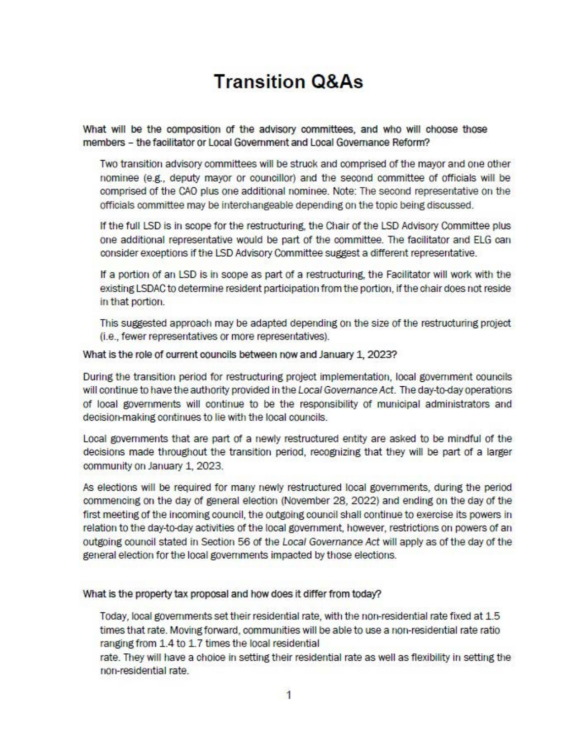# Transition Q&As

**What will be the composition of the advisory committees, and who will choose those members – the facilitator or Local Government and Local Governance Reform?**

Two transition advisory committees will be struck and comprised of the mayor and one other nominee (e.g., deputy mayor or councillor) and the second committee of officials will be comprised of the CAO plus one additional nominee. Note: The second representative on the officials committee may be interchangeable depending on the topic being discussed.

If the full LSD is in scope for the restructuring, the Chair of the LSD Advisory Committee plus one additional representative would be part of the committee. The facilitator and ELG can consider exceptions if the LSD Advisory Committee suggest a different representative.

If a portion of an LSD is in scope as part of a restructuring, the Facilitator will work with the existing LSDAC to determine resident participation from the portion, if the chair does not reside in that portion.

This suggested approach may be adapted depending on the size of the restructuring project (i.e., fewer representatives or more representatives).

**What is the role of current councils between now and January 1, 2023?**

During the transition period for restructuring project implementation, local government councils will continue to have the authority provided in the *Local Governance Act*. The day-to-day operations of local governments will continue to be the responsibility of municipal administrators and decision-making continues to lie with the local councils.

Local governments that are part of a newly restructured entity are asked to be mindful of the decisions made throughout the transition period, recognizing that they will be part of a larger community on January 1, 2023.

As elections will be required for many newly restructured local governments, during the period commencing on the day of general election (November 28, 2022) and ending on the day of the first meeting of the incoming council, the outgoing council shall continue to exercise its powers in relation to the day-to-day activities of the local government, however, restrictions on powers of an outgoing council stated in Section 56 of the *Local Governance Act* will apply as of the day of the general election for the local governments impacted by those elections.

**What is the property tax proposal and how does it differ from today?**

Today, local governments set their residential rate, with the non-residential rate fixed at 1.5 times that rate. Moving forward, communities will be able to use a non-residential rate ratio ranging from 1.4 to 1.7 times the local residential rate. They will have a choice in setting their residential rate as well as flexibility in setting the non-residential rate.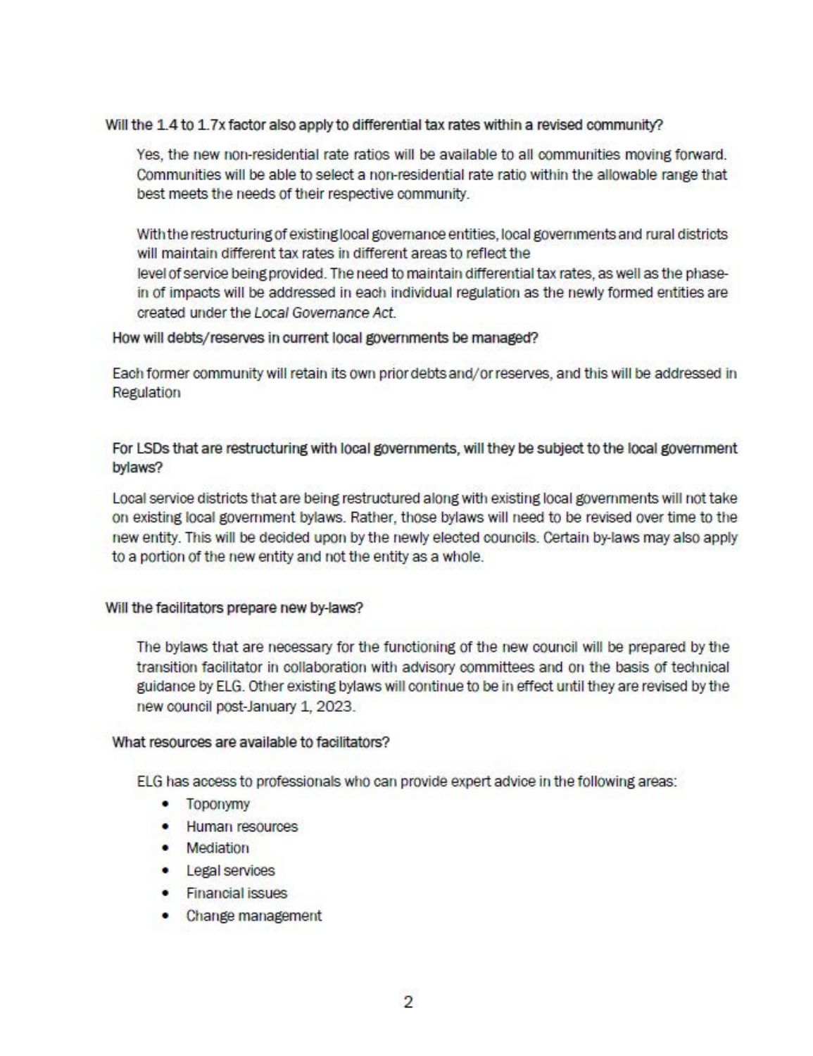**Will the 1.4 to 1.7x factor also apply to differential tax rates within a revised community?**

Yes, the new non-residential rate ratios will be available to all communities moving forward. Communities will be able to select a non-residential rate ratio within the allowable range that best meets the needs of their respective community.

With the restructuring of existing local governance entities, local governments and rural districts will maintain different tax rates in different areas to reflect the level of service being provided. The need to maintain differential tax rates, as well as the phase-in of impacts will be addressed in each individual regulation as the newly formed entities are created under the *Local Governance Act*.

**How will debts/reserves in current local governments be managed?**

Each former community will retain its own prior debts and/or reserves, and this will be addressed in Regulation

**For LSDs that are restructuring with local governments, will they be subject to the local government bylaws?**

Local service districts that are being restructured along with existing local governments will not take on existing local government bylaws. Rather, those bylaws will need to be revised over time to the new entity. This will be decided upon by the newly elected councils. Certain by-laws may also apply to a portion of the new entity and not the entity as a whole.

**Will the facilitators prepare new by-laws?**

The bylaws that are necessary for the functioning of the new council will be prepared by the transition facilitator in collaboration with advisory committees and on the basis of technical guidance by ELG. Other existing bylaws will continue to be in effect until they are revised by the new council post-January 1, 2023.

**What resources are available to facilitators?**

ELG has access to professionals who can provide expert advice in the following areas:

- Toponymy
- Human resources
- Mediation
- Legal services
- Financial issues
- Change management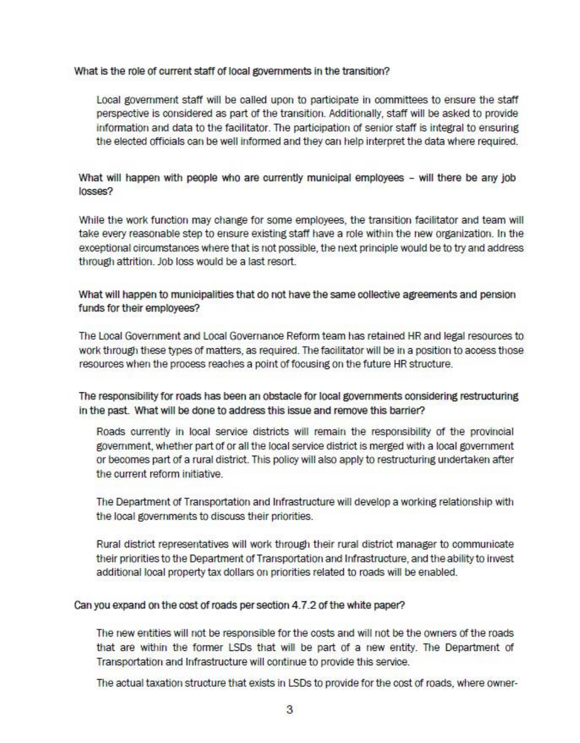**What is the role of current staff of local governments in the transition?**

Local government staff will be called upon to participate in committees to ensure the staff perspective is considered as part of the transition. Additionally, staff will be asked to provide information and data to the facilitator. The participation of senior staff is integral to ensuring the elected officials can be well informed and they can help interpret the data where required.

**What will happen with people who are currently municipal employees – will there be any job losses?**

While the work function may change for some employees, the transition facilitator and team will take every reasonable step to ensure existing staff have a role within the new organization. In the exceptional circumstances where that is not possible, the next principle would be to try and address through attrition. Job loss would be a last resort.

**What will happen to municipalities that do not have the same collective agreements and pension funds for their employees?**

The Local Government and Local Governance Reform team has retained HR and legal resources to work through these types of matters, as required. The facilitator will be in a position to access those resources when the process reaches a point of focusing on the future HR structure.

**The responsibility for roads has been an obstacle for local governments considering restructuring in the past. What will be done to address this issue and remove this barrier?**

Roads currently in local service districts will remain the responsibility of the provincial government, whether part of or all the local service district is merged with a local government or becomes part of a rural district. This policy will also apply to restructuring undertaken after the current reform initiative.

The Department of Transportation and Infrastructure will develop a working relationship with the local governments to discuss their priorities.

Rural district representatives will work through their rural district manager to communicate their priorities to the Department of Transportation and Infrastructure, and the ability to invest additional local property tax dollars on priorities related to roads will be enabled.

**Can you expand on the cost of roads per section 4.7.2 of the white paper?**

The new entities will not be responsible for the costs and will not be the owners of the roads that are within the former LSDs that will be part of a new entity. The Department of Transportation and Infrastructure will continue to provide this service.

The actual taxation structure that exists in LSDs to provide for the cost of roads, where owner-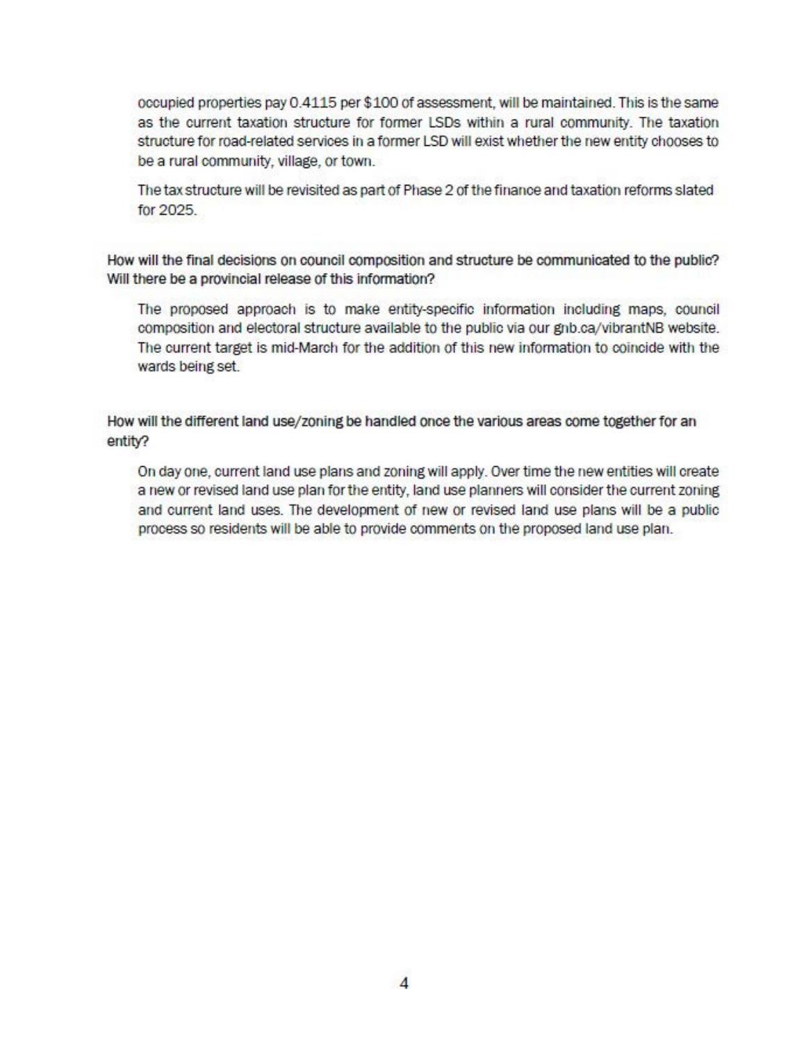occupied properties pay 0.4115 per $100 of assessment, will be maintained. This is the same as the current taxation structure for former LSDs within a rural community. The taxation structure for road-related services in a former LSD will exist whether the new entity chooses to be a rural community, village, or town.

The tax structure will be revisited as part of Phase 2 of the finance and taxation reforms slated for 2025.

**How will the final decisions on council composition and structure be communicated to the public? Will there be a provincial release of this information?**

The proposed approach is to make entity-specific information including maps, council composition and electoral structure available to the public via our gnb.ca/vibrantNB website. The current target is mid-March for the addition of this new information to coincide with the wards being set.

**How will the different land use/zoning be handled once the various areas come together for an entity?**

On day one, current land use plans and zoning will apply. Over time the new entities will create a new or revised land use plan for the entity, land use planners will consider the current zoning and current land uses. The development of new or revised land use plans will be a public process so residents will be able to provide comments on the proposed land use plan.